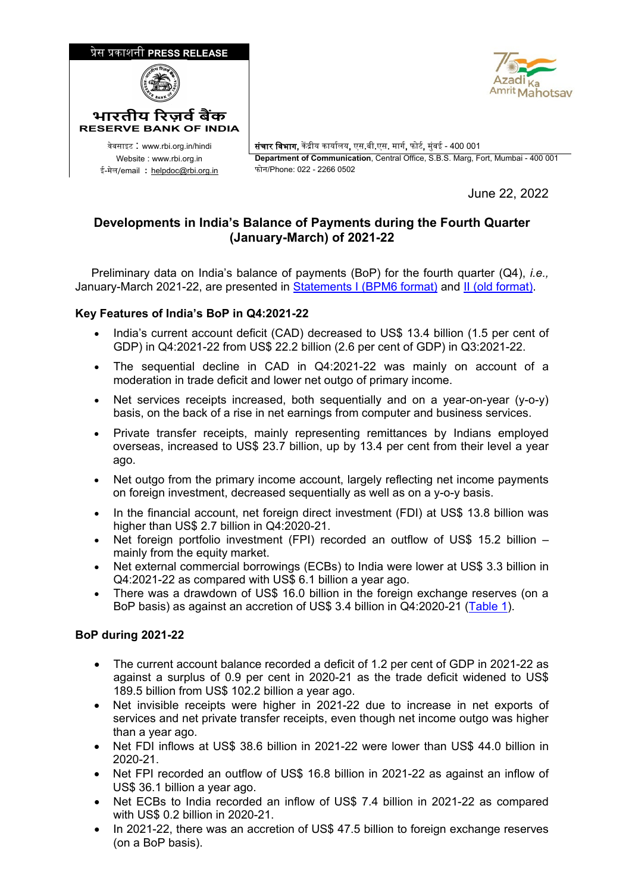प्रेस प्रकाशनी **PRESS RELEASE**

**भारतीय रिज़र्व बैंक**
**RESERVE BANK OF INDIA**

वेबसाइट : www.rbi.org.in/hindi
Website : www.rbi.org.in
ई-मेल/email : helpdoc@rbi.org.in

**संचार विभाग,** केंद्रीय कार्यालय, एस.बी.एस. मार्ग, फोर्ट, मुंबई - 400 001
**Department of Communication**, Central Office, S.B.S. Marg, Fort, Mumbai - 400 001
फोन/Phone: 022 - 2266 0502

June 22, 2022

## Developments in India's Balance of Payments during the Fourth Quarter (January-March) of 2021-22

Preliminary data on India's balance of payments (BoP) for the fourth quarter (Q4), *i.e.,* January-March 2021-22, are presented in Statements I (BPM6 format) and II (old format).

### Key Features of India's BoP in Q4:2021-22

- India's current account deficit (CAD) decreased to US$ 13.4 billion (1.5 per cent of GDP) in Q4:2021-22 from US$ 22.2 billion (2.6 per cent of GDP) in Q3:2021-22.
- The sequential decline in CAD in Q4:2021-22 was mainly on account of a moderation in trade deficit and lower net outgo of primary income.
- Net services receipts increased, both sequentially and on a year-on-year (y-o-y) basis, on the back of a rise in net earnings from computer and business services.
- Private transfer receipts, mainly representing remittances by Indians employed overseas, increased to US$ 23.7 billion, up by 13.4 per cent from their level a year ago.
- Net outgo from the primary income account, largely reflecting net income payments on foreign investment, decreased sequentially as well as on a y-o-y basis.
- In the financial account, net foreign direct investment (FDI) at US$ 13.8 billion was higher than US$ 2.7 billion in Q4:2020-21.
- Net foreign portfolio investment (FPI) recorded an outflow of US$ 15.2 billion – mainly from the equity market.
- Net external commercial borrowings (ECBs) to India were lower at US$ 3.3 billion in Q4:2021-22 as compared with US$ 6.1 billion a year ago.
- There was a drawdown of US$ 16.0 billion in the foreign exchange reserves (on a BoP basis) as against an accretion of US$ 3.4 billion in Q4:2020-21 (Table 1).

### BoP during 2021-22

- The current account balance recorded a deficit of 1.2 per cent of GDP in 2021-22 as against a surplus of 0.9 per cent in 2020-21 as the trade deficit widened to US$ 189.5 billion from US$ 102.2 billion a year ago.
- Net invisible receipts were higher in 2021-22 due to increase in net exports of services and net private transfer receipts, even though net income outgo was higher than a year ago.
- Net FDI inflows at US$ 38.6 billion in 2021-22 were lower than US$ 44.0 billion in 2020-21.
- Net FPI recorded an outflow of US$ 16.8 billion in 2021-22 as against an inflow of US$ 36.1 billion a year ago.
- Net ECBs to India recorded an inflow of US$ 7.4 billion in 2021-22 as compared with US$ 0.2 billion in 2020-21.
- In 2021-22, there was an accretion of US$ 47.5 billion to foreign exchange reserves (on a BoP basis).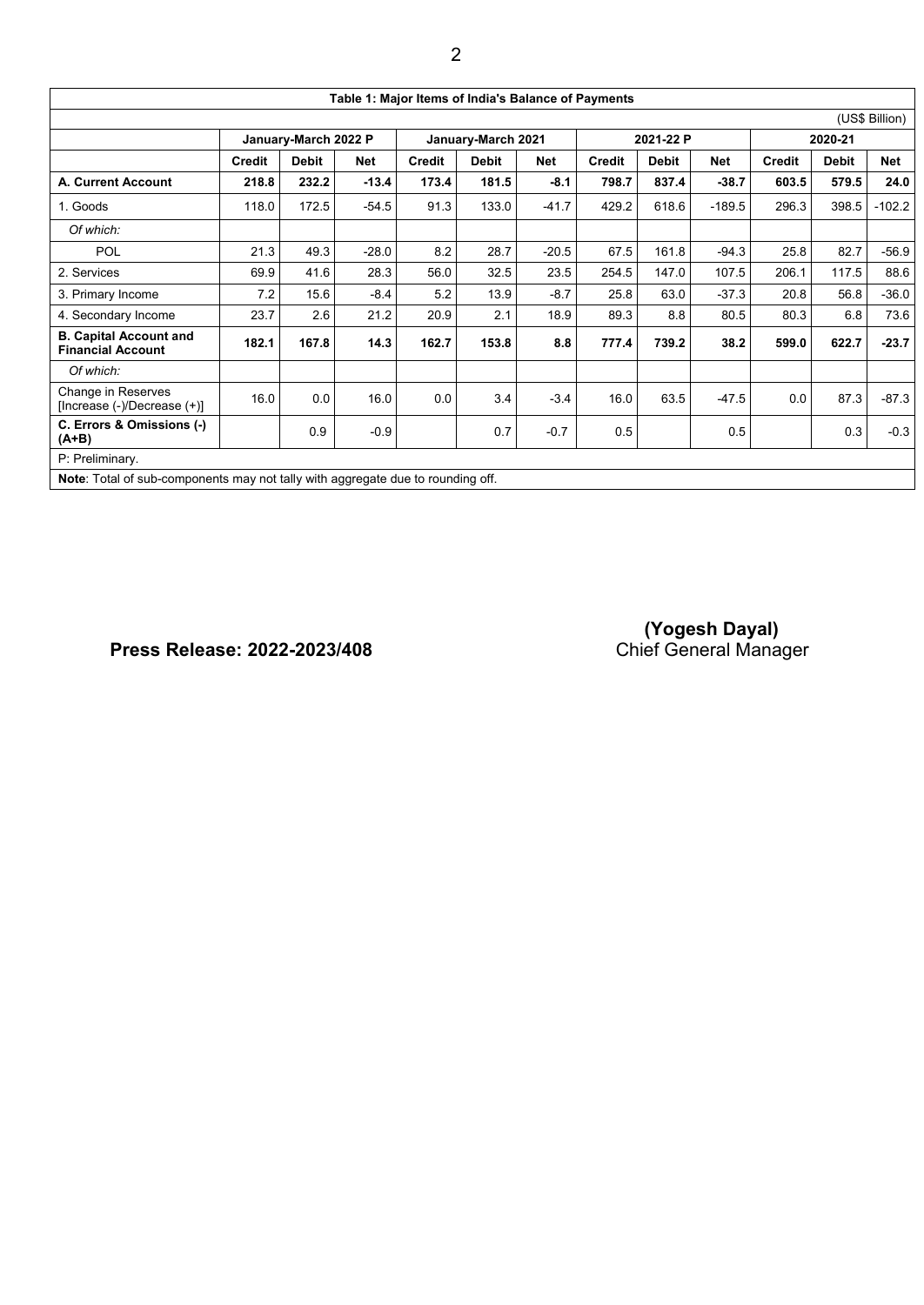**Table 1: Major Items of India's Balance of Payments**

(US$ Billion)

| | January-March 2022 P | | | January-March 2021 | | | 2021-22 P | | | 2020-21 | | |
|---|---|---|---|---|---|---|---|---|---|---|---|---|
| | **Credit** | **Debit** | **Net** | **Credit** | **Debit** | **Net** | **Credit** | **Debit** | **Net** | **Credit** | **Debit** | **Net** |
| **A. Current Account** | **218.8** | **232.2** | **-13.4** | **173.4** | **181.5** | **-8.1** | **798.7** | **837.4** | **-38.7** | **603.5** | **579.5** | **24.0** |
| 1. Goods | 118.0 | 172.5 | -54.5 | 91.3 | 133.0 | -41.7 | 429.2 | 618.6 | -189.5 | 296.3 | 398.5 | -102.2 |
| *Of which:* | | | | | | | | | | | | |
| POL | 21.3 | 49.3 | -28.0 | 8.2 | 28.7 | -20.5 | 67.5 | 161.8 | -94.3 | 25.8 | 82.7 | -56.9 |
| 2. Services | 69.9 | 41.6 | 28.3 | 56.0 | 32.5 | 23.5 | 254.5 | 147.0 | 107.5 | 206.1 | 117.5 | 88.6 |
| 3. Primary Income | 7.2 | 15.6 | -8.4 | 5.2 | 13.9 | -8.7 | 25.8 | 63.0 | -37.3 | 20.8 | 56.8 | -36.0 |
| 4. Secondary Income | 23.7 | 2.6 | 21.2 | 20.9 | 2.1 | 18.9 | 89.3 | 8.8 | 80.5 | 80.3 | 6.8 | 73.6 |
| **B. Capital Account and Financial Account** | **182.1** | **167.8** | **14.3** | **162.7** | **153.8** | **8.8** | **777.4** | **739.2** | **38.2** | **599.0** | **622.7** | **-23.7** |
| *Of which:* | | | | | | | | | | | | |
| Change in Reserves [Increase (-)/Decrease (+)] | 16.0 | 0.0 | 16.0 | 0.0 | 3.4 | -3.4 | 16.0 | 63.5 | -47.5 | 0.0 | 87.3 | -87.3 |
| **C. Errors & Omissions (-) (A+B)** | | 0.9 | -0.9 | | 0.7 | -0.7 | 0.5 | | 0.5 | | 0.3 | -0.3 |

P: Preliminary.

**Note**: Total of sub-components may not tally with aggregate due to rounding off.

**Press Release: 2022-2023/408**

**(Yogesh Dayal)**
Chief General Manager